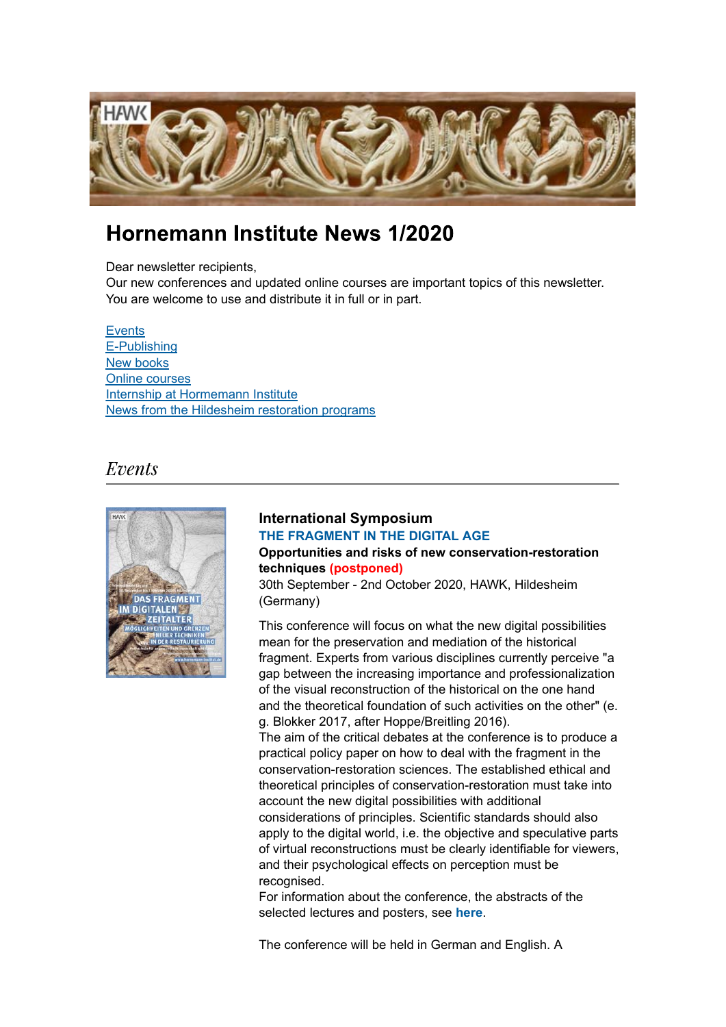# Hornemann Institute News 1/2020

Dear newsletter recipients,
Our new conferences and updated online courses are important topics of this newsletter. You are welcome to use and distribute it in full or in part.

- Events
- E-Publishing
- New books
- Online courses
- Internship at Hormemann Institute
- News from the Hildesheim restoration programs

## *Events*

### International Symposium

**THE FRAGMENT IN THE DIGITAL AGE**

**Opportunities and risks of new conservation-restoration techniques (postponed)**

30th September - 2nd October 2020, HAWK, Hildesheim (Germany)

This conference will focus on what the new digital possibilities mean for the preservation and mediation of the historical fragment. Experts from various disciplines currently perceive "a gap between the increasing importance and professionalization of the visual reconstruction of the historical on the one hand and the theoretical foundation of such activities on the other" (e. g. Blokker 2017, after Hoppe/Breitling 2016).

The aim of the critical debates at the conference is to produce a practical policy paper on how to deal with the fragment in the conservation-restoration sciences. The established ethical and theoretical principles of conservation-restoration must take into account the new digital possibilities with additional considerations of principles. Scientific standards should also apply to the digital world, i.e. the objective and speculative parts of virtual reconstructions must be clearly identifiable for viewers, and their psychological effects on perception must be recognised.

For information about the conference, the abstracts of the selected lectures and posters, see **here**.

The conference will be held in German and English. A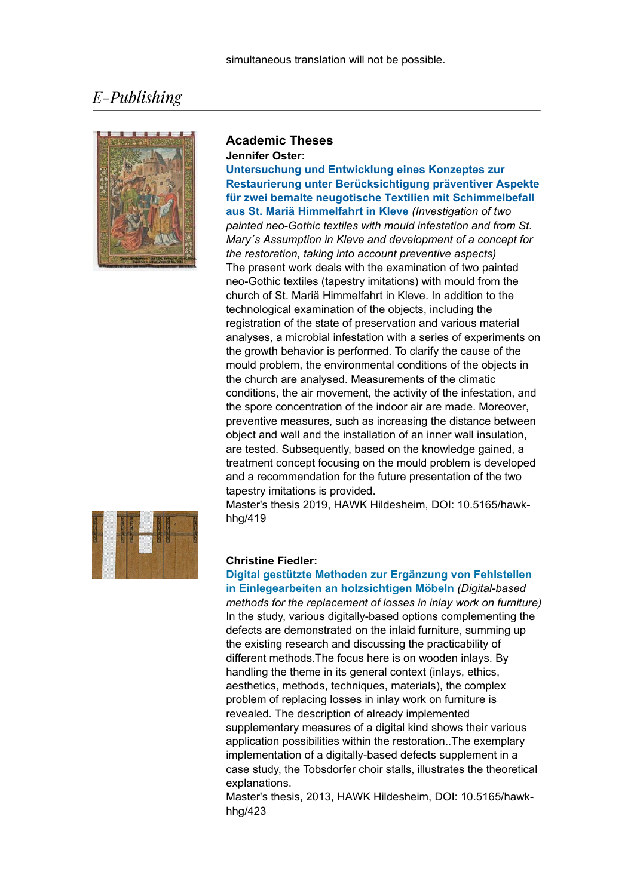simultaneous translation will not be possible.

## E-Publishing

### Academic Theses

**Jennifer Oster:**

**Untersuchung und Entwicklung eines Konzeptes zur Restaurierung unter Berücksichtigung präventiver Aspekte für zwei bemalte neugotische Textilien mit Schimmelbefall aus St. Mariä Himmelfahrt in Kleve** *(Investigation of two painted neo-Gothic textiles with mould infestation and from St. Mary´s Assumption in Kleve and development of a concept for the restoration, taking into account preventive aspects)*

The present work deals with the examination of two painted neo-Gothic textiles (tapestry imitations) with mould from the church of St. Mariä Himmelfahrt in Kleve. In addition to the technological examination of the objects, including the registration of the state of preservation and various material analyses, a microbial infestation with a series of experiments on the growth behavior is performed. To clarify the cause of the mould problem, the environmental conditions of the objects in the church are analysed. Measurements of the climatic conditions, the air movement, the activity of the infestation, and the spore concentration of the indoor air are made. Moreover, preventive measures, such as increasing the distance between object and wall and the installation of an inner wall insulation, are tested. Subsequently, based on the knowledge gained, a treatment concept focusing on the mould problem is developed and a recommendation for the future presentation of the two tapestry imitations is provided.

Master's thesis 2019, HAWK Hildesheim, DOI: 10.5165/hawk-hhg/419

**Christine Fiedler:**

**Digital gestützte Methoden zur Ergänzung von Fehlstellen in Einlegearbeiten an holzsichtigen Möbeln** *(Digital-based methods for the replacement of losses in inlay work on furniture)*

In the study, various digitally-based options complementing the defects are demonstrated on the inlaid furniture, summing up the existing research and discussing the practicability of different methods.The focus here is on wooden inlays. By handling the theme in its general context (inlays, ethics, aesthetics, methods, techniques, materials), the complex problem of replacing losses in inlay work on furniture is revealed. The description of already implemented supplementary measures of a digital kind shows their various application possibilities within the restoration..The exemplary implementation of a digitally-based defects supplement in a case study, the Tobsdorfer choir stalls, illustrates the theoretical explanations.

Master's thesis, 2013, HAWK Hildesheim, DOI: 10.5165/hawk-hhg/423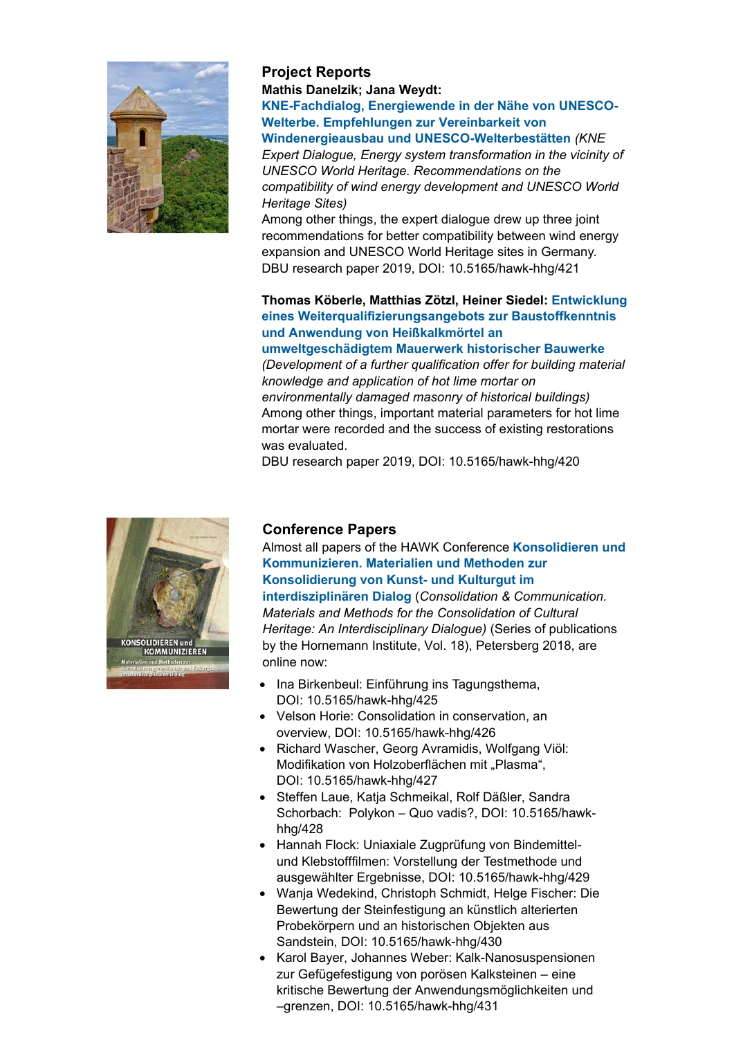## Project Reports

**Mathis Danelzik; Jana Weydt:**
**KNE-Fachdialog, Energiewende in der Nähe von UNESCO-Welterbe. Empfehlungen zur Vereinbarkeit von Windenergieausbau und UNESCO-Welterbestätten** *(KNE Expert Dialogue, Energy system transformation in the vicinity of UNESCO World Heritage. Recommendations on the compatibility of wind energy development and UNESCO World Heritage Sites)*
Among other things, the expert dialogue drew up three joint recommendations for better compatibility between wind energy expansion and UNESCO World Heritage sites in Germany.
DBU research paper 2019, DOI: 10.5165/hawk-hhg/421

**Thomas Köberle, Matthias Zötzl, Heiner Siedel:** **Entwicklung eines Weiterqualifizierungsangebots zur Baustoffkenntnis und Anwendung von Heißkalkmörtel an umweltgeschädigtem Mauerwerk historischer Bauwerke** *(Development of a further qualification offer for building material knowledge and application of hot lime mortar on environmentally damaged masonry of historical buildings)*
Among other things, important material parameters for hot lime mortar were recorded and the success of existing restorations was evaluated.
DBU research paper 2019, DOI: 10.5165/hawk-hhg/420

## Conference Papers

Almost all papers of the HAWK Conference **Konsolidieren und Kommunizieren. Materialien und Methoden zur Konsolidierung von Kunst- und Kulturgut im interdisziplinären Dialog** (*Consolidation & Communication. Materials and Methods for the Consolidation of Cultural Heritage: An Interdisciplinary Dialogue)* (Series of publications by the Hornemann Institute, Vol. 18), Petersberg 2018, are online now:

- Ina Birkenbeul: Einführung ins Tagungsthema, DOI: 10.5165/hawk-hhg/425
- Velson Horie: Consolidation in conservation, an overview, DOI: 10.5165/hawk-hhg/426
- Richard Wascher, Georg Avramidis, Wolfgang Viöl: Modifikation von Holzoberflächen mit „Plasma“, DOI: 10.5165/hawk-hhg/427
- Steffen Laue, Katja Schmeikal, Rolf Däßler, Sandra Schorbach: Polykon – Quo vadis?, DOI: 10.5165/hawk-hhg/428
- Hannah Flock: Uniaxiale Zugprüfung von Bindemittel- und Klebstofffilmen: Vorstellung der Testmethode und ausgewählter Ergebnisse, DOI: 10.5165/hawk-hhg/429
- Wanja Wedekind, Christoph Schmidt, Helge Fischer: Die Bewertung der Steinfestigung an künstlich alterierten Probekörpern und an historischen Objekten aus Sandstein, DOI: 10.5165/hawk-hhg/430
- Karol Bayer, Johannes Weber: Kalk-Nanosuspensionen zur Gefügefestigung von porösen Kalksteinen – eine kritische Bewertung der Anwendungsmöglichkeiten und –grenzen, DOI: 10.5165/hawk-hhg/431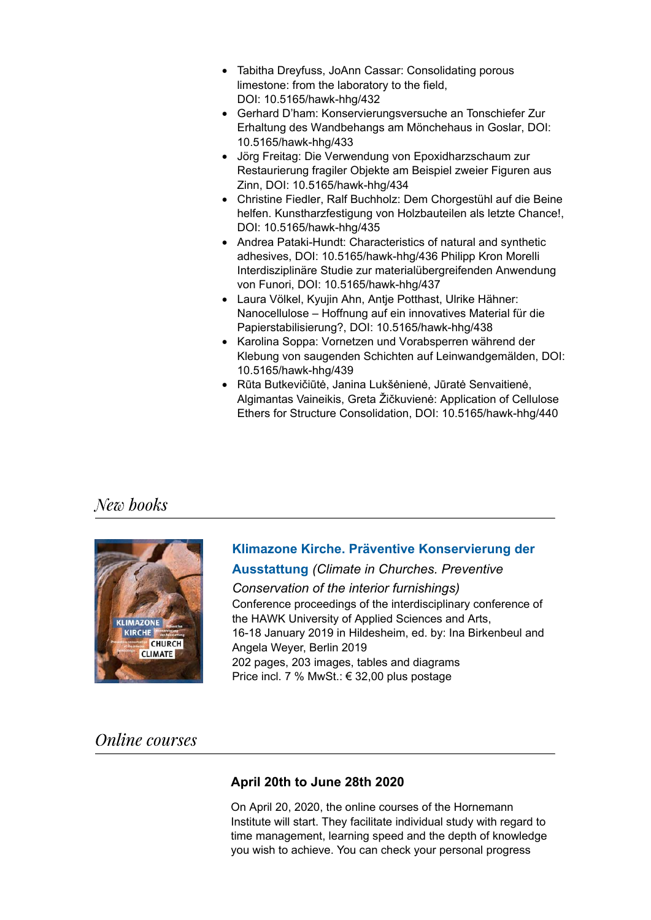- Tabitha Dreyfuss, JoAnn Cassar: Consolidating porous limestone: from the laboratory to the field, DOI: 10.5165/hawk-hhg/432
- Gerhard D'ham: Konservierungsversuche an Tonschiefer Zur Erhaltung des Wandbehangs am Mönchehaus in Goslar, DOI: 10.5165/hawk-hhg/433
- Jörg Freitag: Die Verwendung von Epoxidharzschaum zur Restaurierung fragiler Objekte am Beispiel zweier Figuren aus Zinn, DOI: 10.5165/hawk-hhg/434
- Christine Fiedler, Ralf Buchholz: Dem Chorgestühl auf die Beine helfen. Kunstharzfestigung von Holzbauteilen als letzte Chance!, DOI: 10.5165/hawk-hhg/435
- Andrea Pataki-Hundt: Characteristics of natural and synthetic adhesives, DOI: 10.5165/hawk-hhg/436 Philipp Kron Morelli Interdisziplinäre Studie zur materialübergreifenden Anwendung von Funori, DOI: 10.5165/hawk-hhg/437
- Laura Völkel, Kyujin Ahn, Antje Potthast, Ulrike Hähner: Nanocellulose – Hoffnung auf ein innovatives Material für die Papierstabilisierung?, DOI: 10.5165/hawk-hhg/438
- Karolina Soppa: Vornetzen und Vorabsperren während der Klebung von saugenden Schichten auf Leinwandgemälden, DOI: 10.5165/hawk-hhg/439
- Rūta Butkevičiūtė, Janina Lukšėnienė, Jūratė Senvaitienė, Algimantas Vaineikis, Greta Žičkuvienė: Application of Cellulose Ethers for Structure Consolidation, DOI: 10.5165/hawk-hhg/440

## *New books*

**Klimazone Kirche. Präventive Konservierung der Ausstattung** *(Climate in Churches. Preventive Conservation of the interior furnishings)*
Conference proceedings of the interdisciplinary conference of the HAWK University of Applied Sciences and Arts, 16-18 January 2019 in Hildesheim, ed. by: Ina Birkenbeul and Angela Weyer, Berlin 2019
202 pages, 203 images, tables and diagrams
Price incl. 7 % MwSt.: € 32,00 plus postage

## *Online courses*

### April 20th to June 28th 2020

On April 20, 2020, the online courses of the Hornemann Institute will start. They facilitate individual study with regard to time management, learning speed and the depth of knowledge you wish to achieve. You can check your personal progress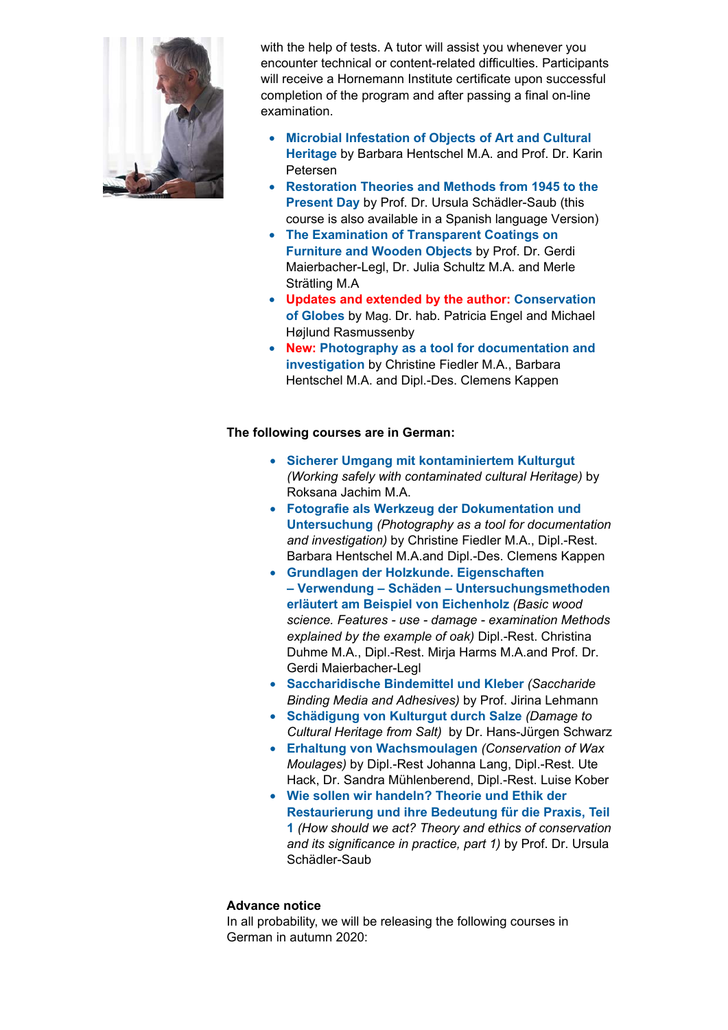with the help of tests. A tutor will assist you whenever you encounter technical or content-related difficulties. Participants will receive a Hornemann Institute certificate upon successful completion of the program and after passing a final on-line examination.

- **Microbial Infestation of Objects of Art and Cultural Heritage** by Barbara Hentschel M.A. and Prof. Dr. Karin Petersen
- **Restoration Theories and Methods from 1945 to the Present Day** by Prof. Dr. Ursula Schädler-Saub (this course is also available in a Spanish language Version)
- **The Examination of Transparent Coatings on Furniture and Wooden Objects** by Prof. Dr. Gerdi Maierbacher-Legl, Dr. Julia Schultz M.A. and Merle Strätling M.A
- **Updates and extended by the author: Conservation of Globes** by Mag. Dr. hab. Patricia Engel and Michael Højlund Rasmussenby
- **New: Photography as a tool for documentation and investigation** by Christine Fiedler M.A., Barbara Hentschel M.A. and Dipl.-Des. Clemens Kappen

**The following courses are in German:**

- **Sicherer Umgang mit kontaminiertem Kulturgut** *(Working safely with contaminated cultural Heritage)* by Roksana Jachim M.A.
- **Fotografie als Werkzeug der Dokumentation und Untersuchung** *(Photography as a tool for documentation and investigation)* by Christine Fiedler M.A., Dipl.-Rest. Barbara Hentschel M.A.and Dipl.-Des. Clemens Kappen
- **Grundlagen der Holzkunde. Eigenschaften – Verwendung – Schäden – Untersuchungsmethoden erläutert am Beispiel von Eichenholz** *(Basic wood science. Features - use - damage - examination Methods explained by the example of oak)* Dipl.-Rest. Christina Duhme M.A., Dipl.-Rest. Mirja Harms M.A.and Prof. Dr. Gerdi Maierbacher-Legl
- **Saccharidische Bindemittel und Kleber** *(Saccharide Binding Media and Adhesives)* by Prof. Jirina Lehmann
- **Schädigung von Kulturgut durch Salze** *(Damage to Cultural Heritage from Salt)* by Dr. Hans-Jürgen Schwarz
- **Erhaltung von Wachsmoulagen** *(Conservation of Wax Moulages)* by Dipl.-Rest Johanna Lang, Dipl.-Rest. Ute Hack, Dr. Sandra Mühlenberend, Dipl.-Rest. Luise Kober
- **Wie sollen wir handeln? Theorie und Ethik der Restaurierung und ihre Bedeutung für die Praxis, Teil 1** *(How should we act? Theory and ethics of conservation and its significance in practice, part 1)* by Prof. Dr. Ursula Schädler-Saub

**Advance notice**
In all probability, we will be releasing the following courses in German in autumn 2020: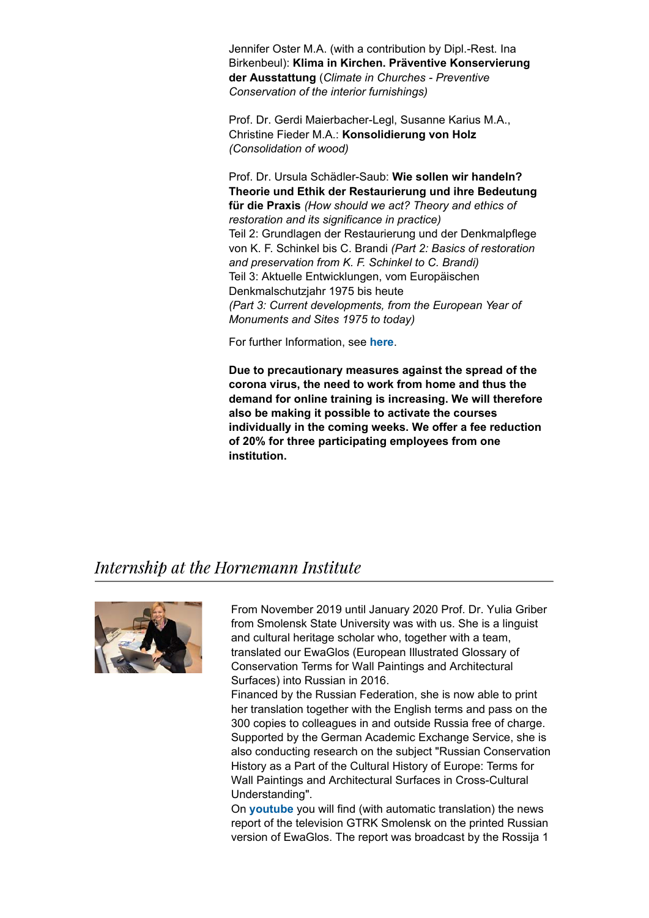Jennifer Oster M.A. (with a contribution by Dipl.-Rest. Ina Birkenbeul): **Klima in Kirchen. Präventive Konservierung der Ausstattung** (*Climate in Churches - Preventive Conservation of the interior furnishings)*

Prof. Dr. Gerdi Maierbacher-Legl, Susanne Karius M.A., Christine Fieder M.A.: **Konsolidierung von Holz** *(Consolidation of wood)*

Prof. Dr. Ursula Schädler-Saub: **Wie sollen wir handeln? Theorie und Ethik der Restaurierung und ihre Bedeutung für die Praxis** *(How should we act? Theory and ethics of restoration and its significance in practice)*
Teil 2: Grundlagen der Restaurierung und der Denkmalpflege von K. F. Schinkel bis C. Brandi *(Part 2: Basics of restoration and preservation from K. F. Schinkel to C. Brandi)*
Teil 3: Aktuelle Entwicklungen, vom Europäischen Denkmalschutzjahr 1975 bis heute
*(Part 3: Current developments, from the European Year of Monuments and Sites 1975 to today)*

For further Information, see **here**.

**Due to precautionary measures against the spread of the corona virus, the need to work from home and thus the demand for online training is increasing. We will therefore also be making it possible to activate the courses individually in the coming weeks. We offer a fee reduction of 20% for three participating employees from one institution.**

## *Internship at the Hornemann Institute*

From November 2019 until January 2020 Prof. Dr. Yulia Griber from Smolensk State University was with us. She is a linguist and cultural heritage scholar who, together with a team, translated our EwaGlos (European Illustrated Glossary of Conservation Terms for Wall Paintings and Architectural Surfaces) into Russian in 2016.
Financed by the Russian Federation, she is now able to print her translation together with the English terms and pass on the 300 copies to colleagues in and outside Russia free of charge. Supported by the German Academic Exchange Service, she is also conducting research on the subject "Russian Conservation History as a Part of the Cultural History of Europe: Terms for Wall Paintings and Architectural Surfaces in Cross-Cultural Understanding".
On **youtube** you will find (with automatic translation) the news report of the television GTRK Smolensk on the printed Russian version of EwaGlos. The report was broadcast by the Rossija 1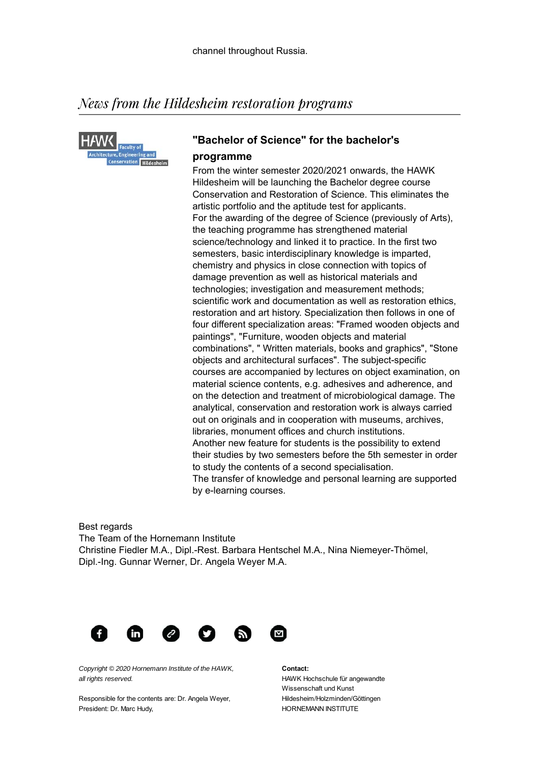channel throughout Russia.

## *News from the Hildesheim restoration programs*

HAWK Faculty of Architecture, Engineering and Conservation Hildesheim

### "Bachelor of Science" for the bachelor's programme

From the winter semester 2020/2021 onwards, the HAWK Hildesheim will be launching the Bachelor degree course Conservation and Restoration of Science. This eliminates the artistic portfolio and the aptitude test for applicants.
For the awarding of the degree of Science (previously of Arts), the teaching programme has strengthened material science/technology and linked it to practice. In the first two semesters, basic interdisciplinary knowledge is imparted, chemistry and physics in close connection with topics of damage prevention as well as historical materials and technologies; investigation and measurement methods; scientific work and documentation as well as restoration ethics, restoration and art history. Specialization then follows in one of four different specialization areas: "Framed wooden objects and paintings", "Furniture, wooden objects and material combinations", " Written materials, books and graphics", "Stone objects and architectural surfaces". The subject-specific courses are accompanied by lectures on object examination, on material science contents, e.g. adhesives and adherence, and on the detection and treatment of microbiological damage. The analytical, conservation and restoration work is always carried out on originals and in cooperation with museums, archives, libraries, monument offices and church institutions.
Another new feature for students is the possibility to extend their studies by two semesters before the 5th semester in order to study the contents of a second specialisation.
The transfer of knowledge and personal learning are supported by e-learning courses.

Best regards
The Team of the Hornemann Institute
Christine Fiedler M.A., Dipl.-Rest. Barbara Hentschel M.A., Nina Niemeyer-Thömel, Dipl.-Ing. Gunnar Werner, Dr. Angela Weyer M.A.

*Copyright © 2020 Hornemann Institute of the HAWK, all rights reserved.*

Responsible for the contents are: Dr. Angela Weyer, President: Dr. Marc Hudy,

**Contact:**
HAWK Hochschule für angewandte Wissenschaft und Kunst Hildesheim/Holzminden/Göttingen
HORNEMANN INSTITUTE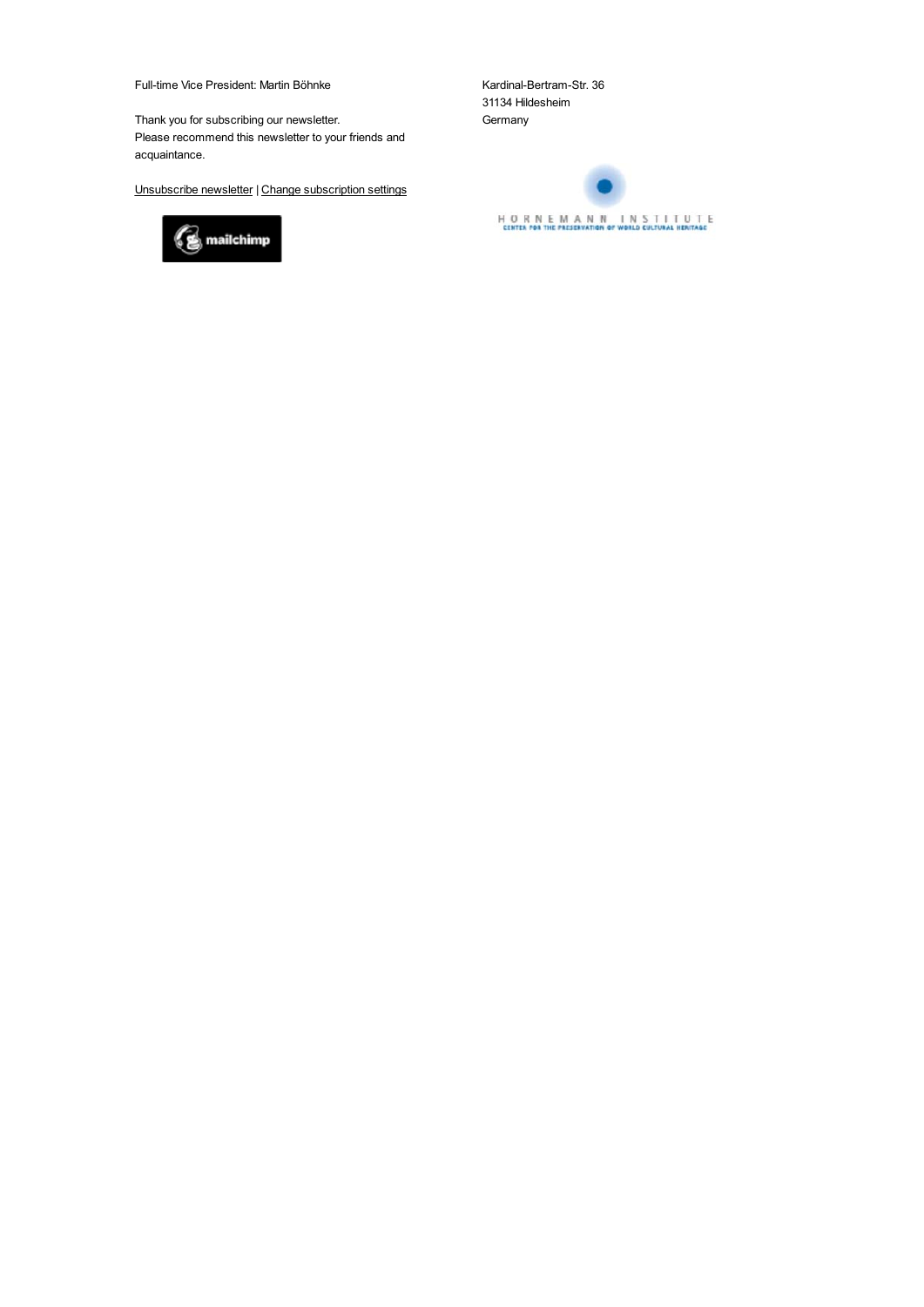Full-time Vice President: Martin Böhnke

Thank you for subscribing our newsletter.
Please recommend this newsletter to your friends and acquaintance.

Unsubscribe newsletter | Change subscription settings

Kardinal-Bertram-Str. 36
31134 Hildesheim
Germany